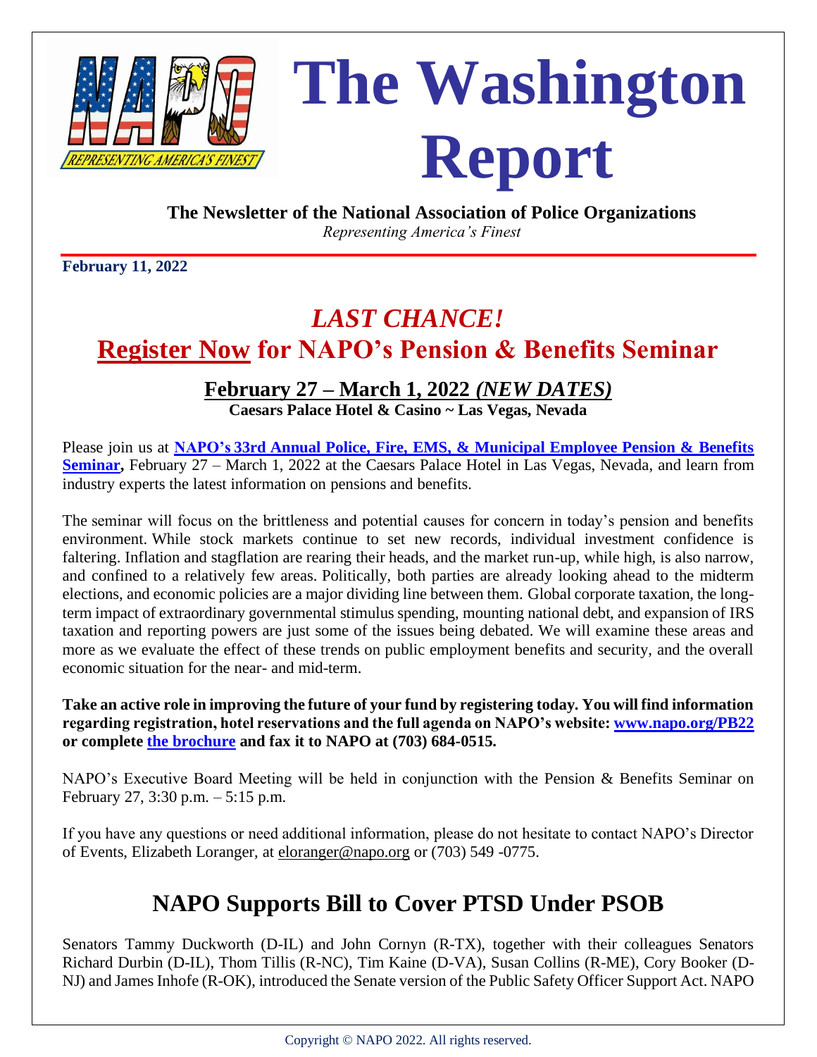# The Washington Report

**The Newsletter of the National Association of Police Organizations**

*Representing America's Finest*

**February 11, 2022**

## *LAST CHANCE!*

## Register Now for NAPO's Pension & Benefits Seminar

### February 27 – March 1, 2022 *(NEW DATES)*

**Caesars Palace Hotel & Casino ~ Las Vegas, Nevada**

Please join us at **NAPO's 33rd Annual Police, Fire, EMS, & Municipal Employee Pension & Benefits Seminar,** February 27 – March 1, 2022 at the Caesars Palace Hotel in Las Vegas, Nevada, and learn from industry experts the latest information on pensions and benefits.

The seminar will focus on the brittleness and potential causes for concern in today's pension and benefits environment. While stock markets continue to set new records, individual investment confidence is faltering. Inflation and stagflation are rearing their heads, and the market run-up, while high, is also narrow, and confined to a relatively few areas. Politically, both parties are already looking ahead to the midterm elections, and economic policies are a major dividing line between them. Global corporate taxation, the long-term impact of extraordinary governmental stimulus spending, mounting national debt, and expansion of IRS taxation and reporting powers are just some of the issues being debated. We will examine these areas and more as we evaluate the effect of these trends on public employment benefits and security, and the overall economic situation for the near- and mid-term.

**Take an active role in improving the future of your fund by registering today. You will find information regarding registration, hotel reservations and the full agenda on NAPO's website: www.napo.org/PB22 or complete the brochure and fax it to NAPO at (703) 684-0515.**

NAPO's Executive Board Meeting will be held in conjunction with the Pension & Benefits Seminar on February 27, 3:30 p.m. – 5:15 p.m.

If you have any questions or need additional information, please do not hesitate to contact NAPO's Director of Events, Elizabeth Loranger, at eloranger@napo.org or (703) 549 -0775.

## NAPO Supports Bill to Cover PTSD Under PSOB

Senators Tammy Duckworth (D-IL) and John Cornyn (R-TX), together with their colleagues Senators Richard Durbin (D-IL), Thom Tillis (R-NC), Tim Kaine (D-VA), Susan Collins (R-ME), Cory Booker (D-NJ) and James Inhofe (R-OK), introduced the Senate version of the Public Safety Officer Support Act. NAPO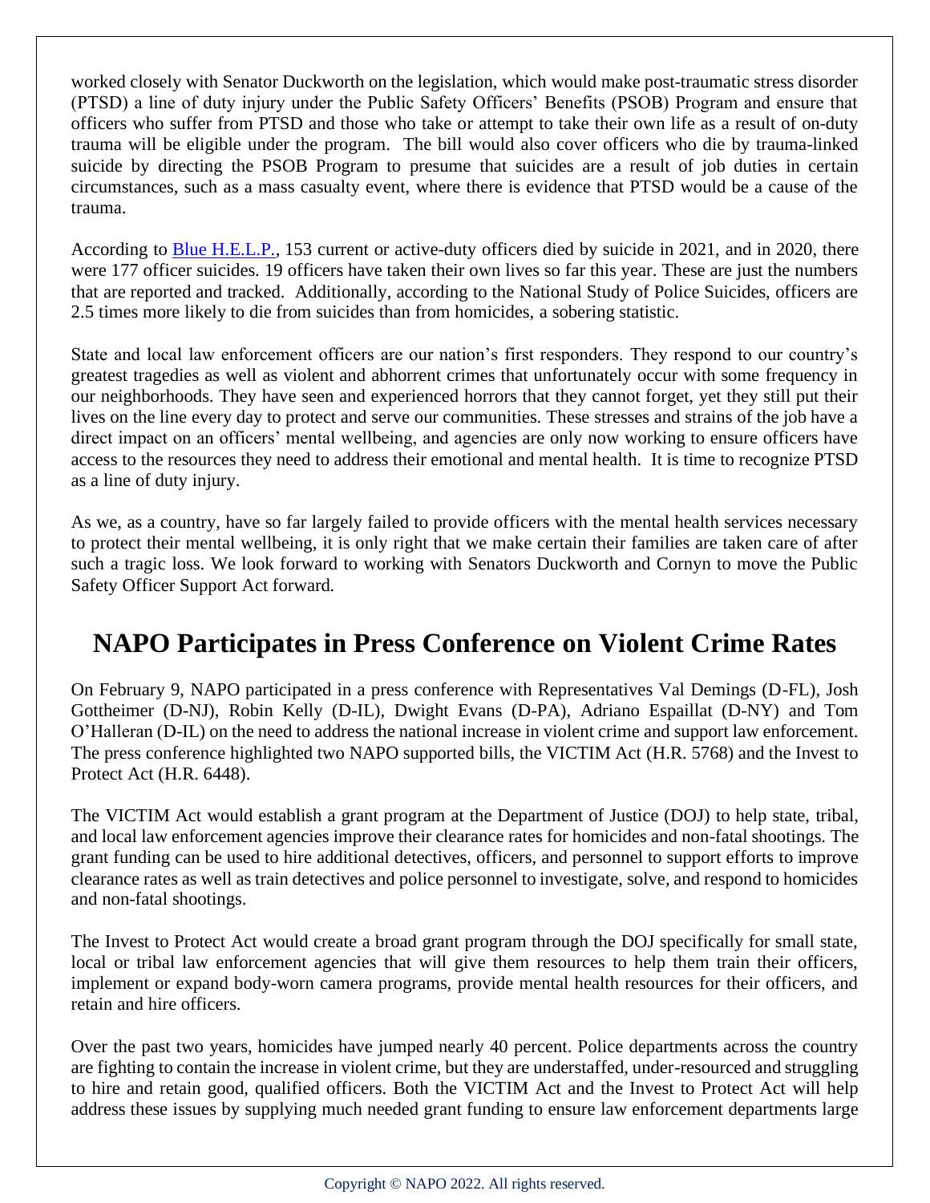worked closely with Senator Duckworth on the legislation, which would make post-traumatic stress disorder (PTSD) a line of duty injury under the Public Safety Officers' Benefits (PSOB) Program and ensure that officers who suffer from PTSD and those who take or attempt to take their own life as a result of on-duty trauma will be eligible under the program. The bill would also cover officers who die by trauma-linked suicide by directing the PSOB Program to presume that suicides are a result of job duties in certain circumstances, such as a mass casualty event, where there is evidence that PTSD would be a cause of the trauma.

According to Blue H.E.L.P., 153 current or active-duty officers died by suicide in 2021, and in 2020, there were 177 officer suicides. 19 officers have taken their own lives so far this year. These are just the numbers that are reported and tracked. Additionally, according to the National Study of Police Suicides, officers are 2.5 times more likely to die from suicides than from homicides, a sobering statistic.

State and local law enforcement officers are our nation's first responders. They respond to our country's greatest tragedies as well as violent and abhorrent crimes that unfortunately occur with some frequency in our neighborhoods. They have seen and experienced horrors that they cannot forget, yet they still put their lives on the line every day to protect and serve our communities. These stresses and strains of the job have a direct impact on an officers' mental wellbeing, and agencies are only now working to ensure officers have access to the resources they need to address their emotional and mental health. It is time to recognize PTSD as a line of duty injury.

As we, as a country, have so far largely failed to provide officers with the mental health services necessary to protect their mental wellbeing, it is only right that we make certain their families are taken care of after such a tragic loss. We look forward to working with Senators Duckworth and Cornyn to move the Public Safety Officer Support Act forward.

## NAPO Participates in Press Conference on Violent Crime Rates

On February 9, NAPO participated in a press conference with Representatives Val Demings (D-FL), Josh Gottheimer (D-NJ), Robin Kelly (D-IL), Dwight Evans (D-PA), Adriano Espaillat (D-NY) and Tom O'Halleran (D-IL) on the need to address the national increase in violent crime and support law enforcement. The press conference highlighted two NAPO supported bills, the VICTIM Act (H.R. 5768) and the Invest to Protect Act (H.R. 6448).

The VICTIM Act would establish a grant program at the Department of Justice (DOJ) to help state, tribal, and local law enforcement agencies improve their clearance rates for homicides and non-fatal shootings. The grant funding can be used to hire additional detectives, officers, and personnel to support efforts to improve clearance rates as well as train detectives and police personnel to investigate, solve, and respond to homicides and non-fatal shootings.

The Invest to Protect Act would create a broad grant program through the DOJ specifically for small state, local or tribal law enforcement agencies that will give them resources to help them train their officers, implement or expand body-worn camera programs, provide mental health resources for their officers, and retain and hire officers.

Over the past two years, homicides have jumped nearly 40 percent. Police departments across the country are fighting to contain the increase in violent crime, but they are understaffed, under-resourced and struggling to hire and retain good, qualified officers. Both the VICTIM Act and the Invest to Protect Act will help address these issues by supplying much needed grant funding to ensure law enforcement departments large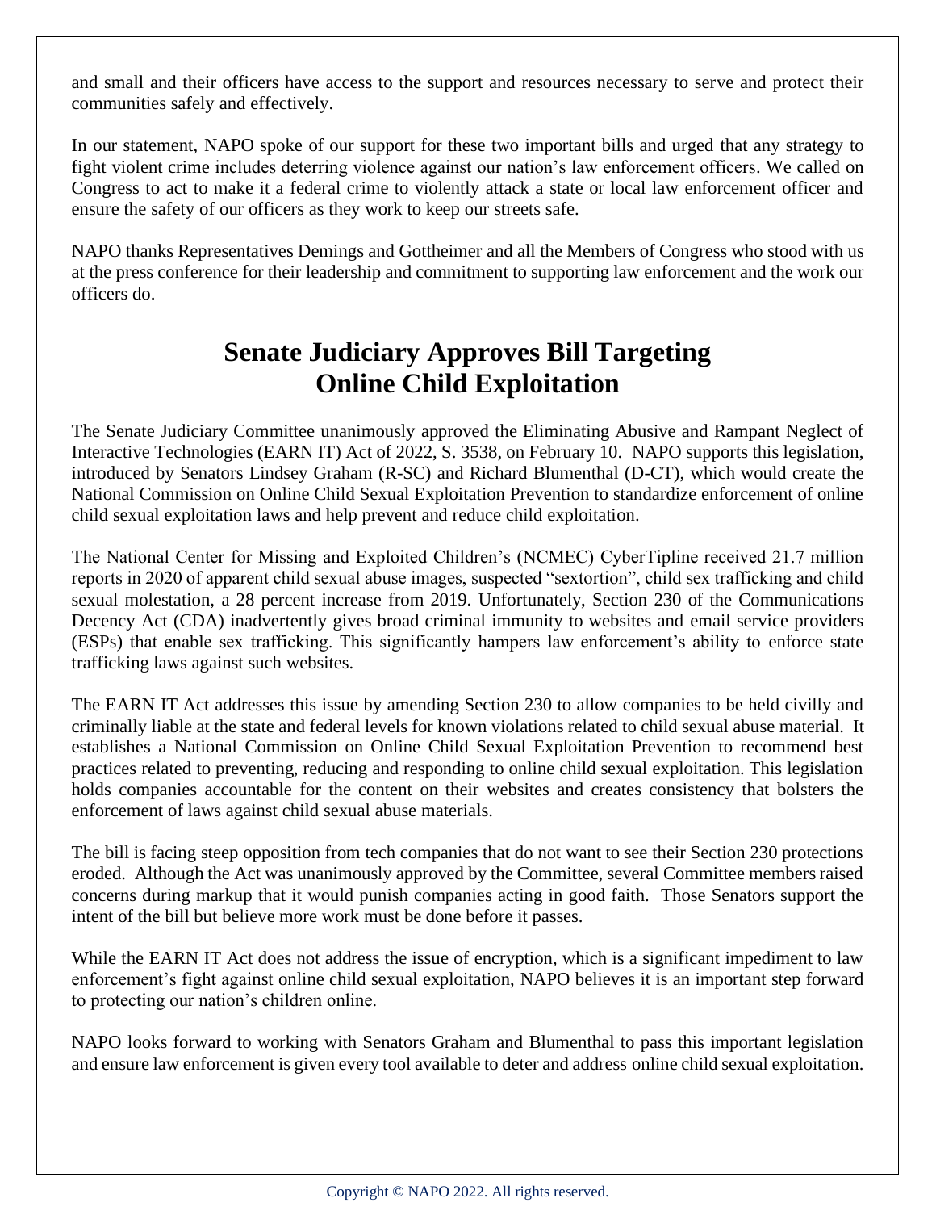and small and their officers have access to the support and resources necessary to serve and protect their communities safely and effectively.

In our statement, NAPO spoke of our support for these two important bills and urged that any strategy to fight violent crime includes deterring violence against our nation's law enforcement officers. We called on Congress to act to make it a federal crime to violently attack a state or local law enforcement officer and ensure the safety of our officers as they work to keep our streets safe.

NAPO thanks Representatives Demings and Gottheimer and all the Members of Congress who stood with us at the press conference for their leadership and commitment to supporting law enforcement and the work our officers do.

## Senate Judiciary Approves Bill Targeting Online Child Exploitation

The Senate Judiciary Committee unanimously approved the Eliminating Abusive and Rampant Neglect of Interactive Technologies (EARN IT) Act of 2022, S. 3538, on February 10. NAPO supports this legislation, introduced by Senators Lindsey Graham (R-SC) and Richard Blumenthal (D-CT), which would create the National Commission on Online Child Sexual Exploitation Prevention to standardize enforcement of online child sexual exploitation laws and help prevent and reduce child exploitation.

The National Center for Missing and Exploited Children's (NCMEC) CyberTipline received 21.7 million reports in 2020 of apparent child sexual abuse images, suspected "sextortion", child sex trafficking and child sexual molestation, a 28 percent increase from 2019. Unfortunately, Section 230 of the Communications Decency Act (CDA) inadvertently gives broad criminal immunity to websites and email service providers (ESPs) that enable sex trafficking. This significantly hampers law enforcement's ability to enforce state trafficking laws against such websites.

The EARN IT Act addresses this issue by amending Section 230 to allow companies to be held civilly and criminally liable at the state and federal levels for known violations related to child sexual abuse material. It establishes a National Commission on Online Child Sexual Exploitation Prevention to recommend best practices related to preventing, reducing and responding to online child sexual exploitation. This legislation holds companies accountable for the content on their websites and creates consistency that bolsters the enforcement of laws against child sexual abuse materials.

The bill is facing steep opposition from tech companies that do not want to see their Section 230 protections eroded. Although the Act was unanimously approved by the Committee, several Committee members raised concerns during markup that it would punish companies acting in good faith. Those Senators support the intent of the bill but believe more work must be done before it passes.

While the EARN IT Act does not address the issue of encryption, which is a significant impediment to law enforcement's fight against online child sexual exploitation, NAPO believes it is an important step forward to protecting our nation's children online.

NAPO looks forward to working with Senators Graham and Blumenthal to pass this important legislation and ensure law enforcement is given every tool available to deter and address online child sexual exploitation.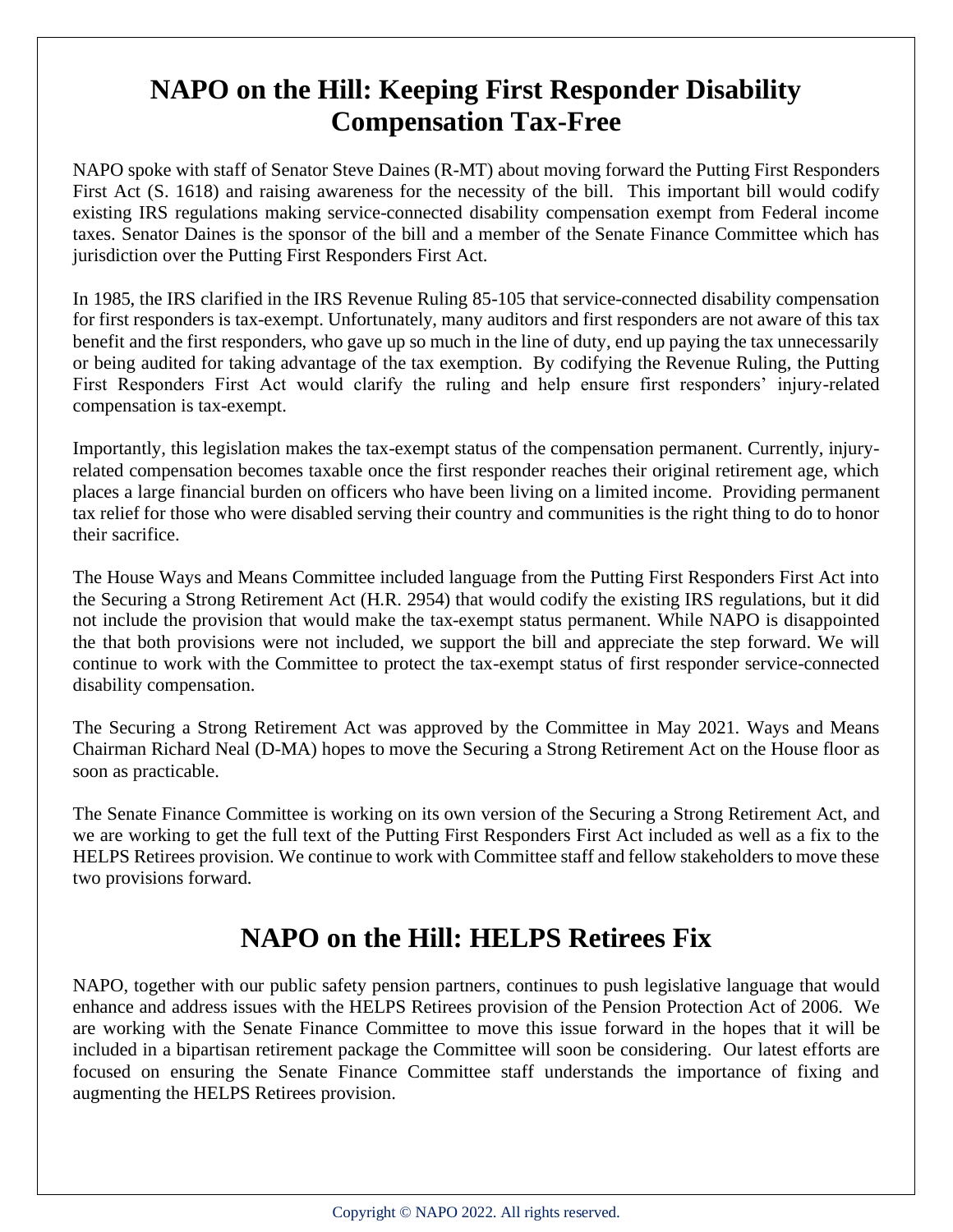# NAPO on the Hill: Keeping First Responder Disability Compensation Tax-Free

NAPO spoke with staff of Senator Steve Daines (R-MT) about moving forward the Putting First Responders First Act (S. 1618) and raising awareness for the necessity of the bill. This important bill would codify existing IRS regulations making service-connected disability compensation exempt from Federal income taxes. Senator Daines is the sponsor of the bill and a member of the Senate Finance Committee which has jurisdiction over the Putting First Responders First Act.

In 1985, the IRS clarified in the IRS Revenue Ruling 85-105 that service-connected disability compensation for first responders is tax-exempt. Unfortunately, many auditors and first responders are not aware of this tax benefit and the first responders, who gave up so much in the line of duty, end up paying the tax unnecessarily or being audited for taking advantage of the tax exemption. By codifying the Revenue Ruling, the Putting First Responders First Act would clarify the ruling and help ensure first responders' injury-related compensation is tax-exempt.

Importantly, this legislation makes the tax-exempt status of the compensation permanent. Currently, injury-related compensation becomes taxable once the first responder reaches their original retirement age, which places a large financial burden on officers who have been living on a limited income. Providing permanent tax relief for those who were disabled serving their country and communities is the right thing to do to honor their sacrifice.

The House Ways and Means Committee included language from the Putting First Responders First Act into the Securing a Strong Retirement Act (H.R. 2954) that would codify the existing IRS regulations, but it did not include the provision that would make the tax-exempt status permanent. While NAPO is disappointed the that both provisions were not included, we support the bill and appreciate the step forward. We will continue to work with the Committee to protect the tax-exempt status of first responder service-connected disability compensation.

The Securing a Strong Retirement Act was approved by the Committee in May 2021. Ways and Means Chairman Richard Neal (D-MA) hopes to move the Securing a Strong Retirement Act on the House floor as soon as practicable.

The Senate Finance Committee is working on its own version of the Securing a Strong Retirement Act, and we are working to get the full text of the Putting First Responders First Act included as well as a fix to the HELPS Retirees provision. We continue to work with Committee staff and fellow stakeholders to move these two provisions forward.

# NAPO on the Hill: HELPS Retirees Fix

NAPO, together with our public safety pension partners, continues to push legislative language that would enhance and address issues with the HELPS Retirees provision of the Pension Protection Act of 2006. We are working with the Senate Finance Committee to move this issue forward in the hopes that it will be included in a bipartisan retirement package the Committee will soon be considering. Our latest efforts are focused on ensuring the Senate Finance Committee staff understands the importance of fixing and augmenting the HELPS Retirees provision.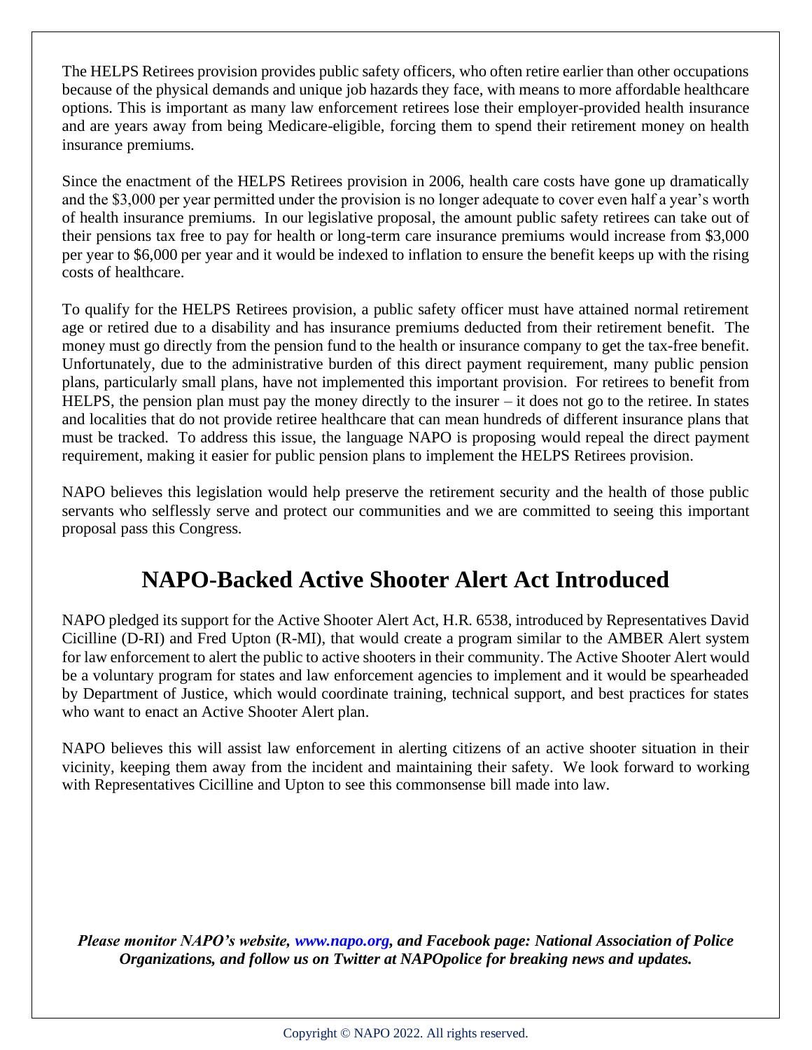The HELPS Retirees provision provides public safety officers, who often retire earlier than other occupations because of the physical demands and unique job hazards they face, with means to more affordable healthcare options. This is important as many law enforcement retirees lose their employer-provided health insurance and are years away from being Medicare-eligible, forcing them to spend their retirement money on health insurance premiums.

Since the enactment of the HELPS Retirees provision in 2006, health care costs have gone up dramatically and the $3,000 per year permitted under the provision is no longer adequate to cover even half a year's worth of health insurance premiums. In our legislative proposal, the amount public safety retirees can take out of their pensions tax free to pay for health or long-term care insurance premiums would increase from $3,000 per year to $6,000 per year and it would be indexed to inflation to ensure the benefit keeps up with the rising costs of healthcare.

To qualify for the HELPS Retirees provision, a public safety officer must have attained normal retirement age or retired due to a disability and has insurance premiums deducted from their retirement benefit. The money must go directly from the pension fund to the health or insurance company to get the tax-free benefit. Unfortunately, due to the administrative burden of this direct payment requirement, many public pension plans, particularly small plans, have not implemented this important provision. For retirees to benefit from HELPS, the pension plan must pay the money directly to the insurer – it does not go to the retiree. In states and localities that do not provide retiree healthcare that can mean hundreds of different insurance plans that must be tracked. To address this issue, the language NAPO is proposing would repeal the direct payment requirement, making it easier for public pension plans to implement the HELPS Retirees provision.

NAPO believes this legislation would help preserve the retirement security and the health of those public servants who selflessly serve and protect our communities and we are committed to seeing this important proposal pass this Congress.

## NAPO-Backed Active Shooter Alert Act Introduced

NAPO pledged its support for the Active Shooter Alert Act, H.R. 6538, introduced by Representatives David Cicilline (D-RI) and Fred Upton (R-MI), that would create a program similar to the AMBER Alert system for law enforcement to alert the public to active shooters in their community. The Active Shooter Alert would be a voluntary program for states and law enforcement agencies to implement and it would be spearheaded by Department of Justice, which would coordinate training, technical support, and best practices for states who want to enact an Active Shooter Alert plan.

NAPO believes this will assist law enforcement in alerting citizens of an active shooter situation in their vicinity, keeping them away from the incident and maintaining their safety. We look forward to working with Representatives Cicilline and Upton to see this commonsense bill made into law.

***Please monitor NAPO's website, www.napo.org, and Facebook page: National Association of Police Organizations, and follow us on Twitter at NAPOpolice for breaking news and updates.***

Copyright © NAPO 2022. All rights reserved.